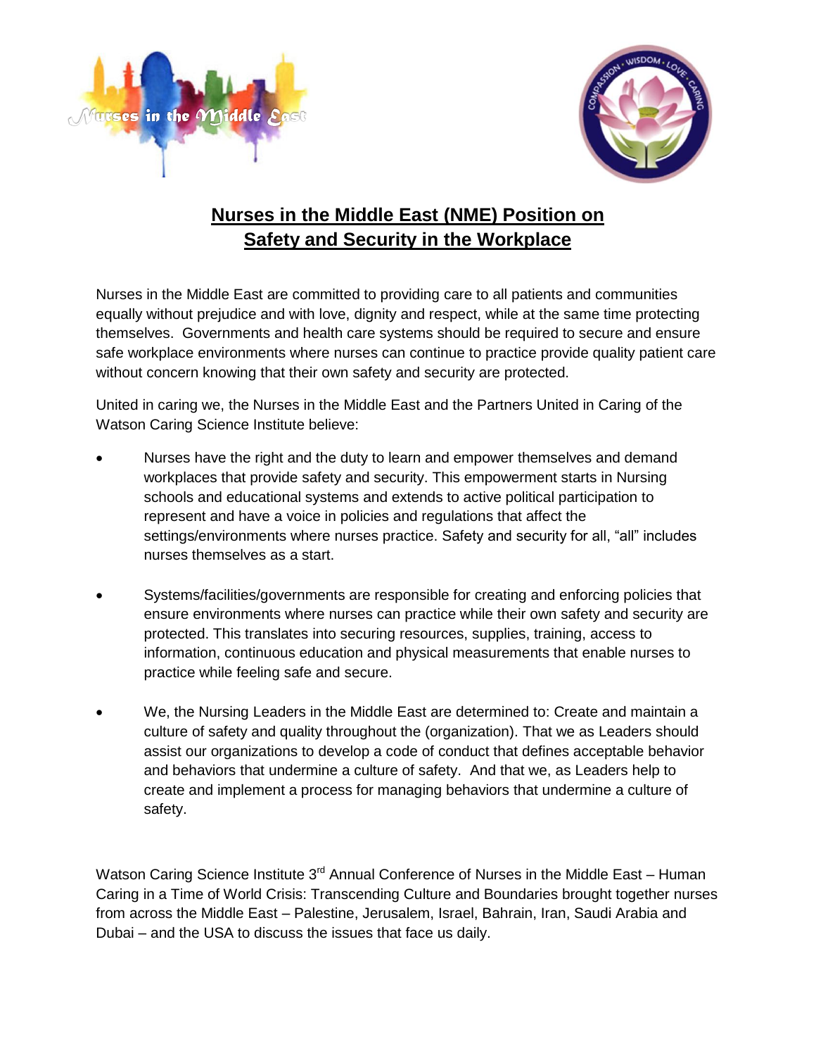# Nurses in the Middle East (NME) Position on Safety and Security in the Workplace

Nurses in the Middle East are committed to providing care to all patients and communities equally without prejudice and with love, dignity and respect, while at the same time protecting themselves. Governments and health care systems should be required to secure and ensure safe workplace environments where nurses can continue to practice provide quality patient care without concern knowing that their own safety and security are protected.

United in caring we, the Nurses in the Middle East and the Partners United in Caring of the Watson Caring Science Institute believe:

- Nurses have the right and the duty to learn and empower themselves and demand workplaces that provide safety and security. This empowerment starts in Nursing schools and educational systems and extends to active political participation to represent and have a voice in policies and regulations that affect the settings/environments where nurses practice. Safety and security for all, "all" includes nurses themselves as a start.

- Systems/facilities/governments are responsible for creating and enforcing policies that ensure environments where nurses can practice while their own safety and security are protected. This translates into securing resources, supplies, training, access to information, continuous education and physical measurements that enable nurses to practice while feeling safe and secure.

- We, the Nursing Leaders in the Middle East are determined to: Create and maintain a culture of safety and quality throughout the (organization). That we as Leaders should assist our organizations to develop a code of conduct that defines acceptable behavior and behaviors that undermine a culture of safety. And that we, as Leaders help to create and implement a process for managing behaviors that undermine a culture of safety.

Watson Caring Science Institute 3rd Annual Conference of Nurses in the Middle East – Human Caring in a Time of World Crisis: Transcending Culture and Boundaries brought together nurses from across the Middle East – Palestine, Jerusalem, Israel, Bahrain, Iran, Saudi Arabia and Dubai – and the USA to discuss the issues that face us daily.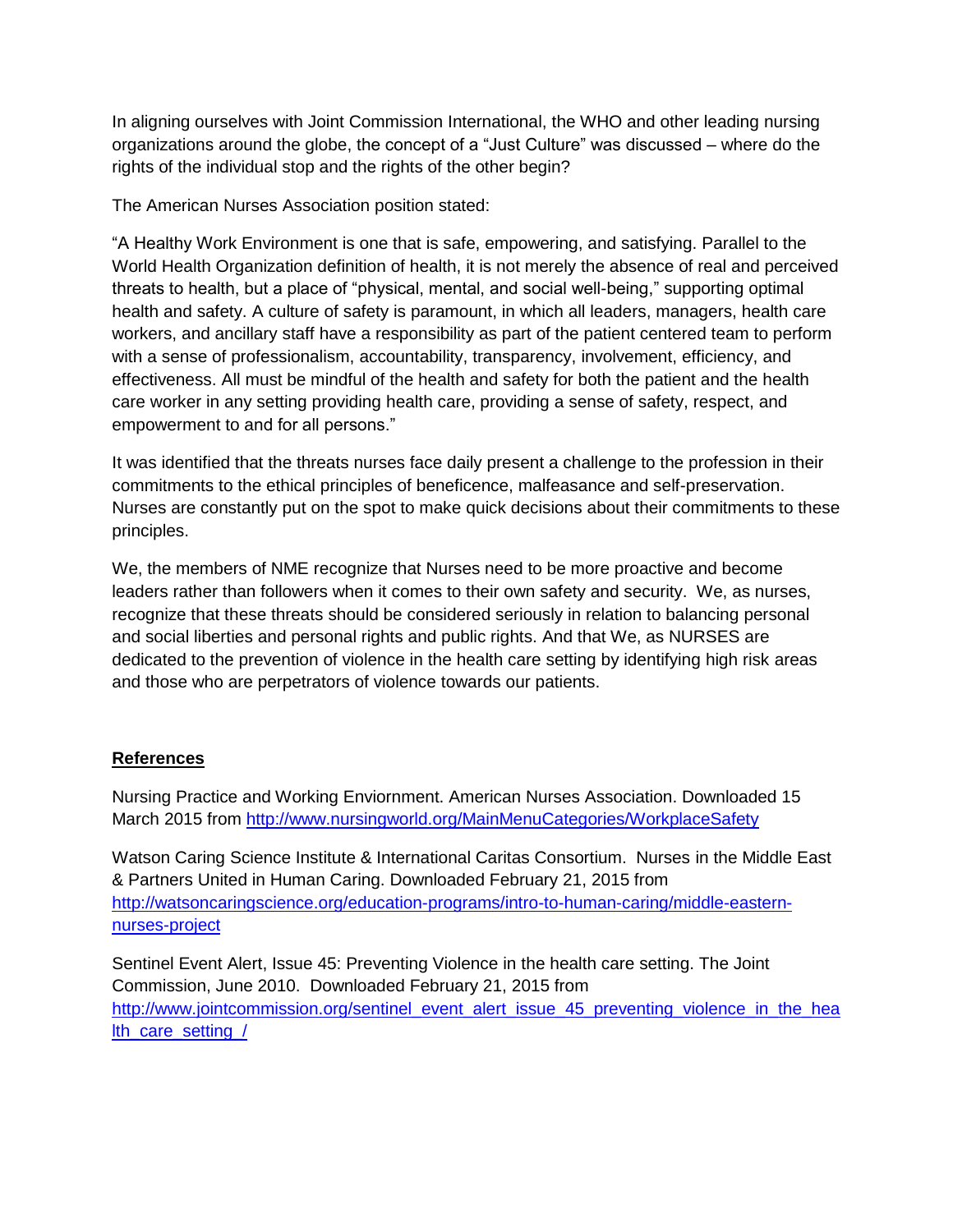In aligning ourselves with Joint Commission International, the WHO and other leading nursing organizations around the globe, the concept of a "Just Culture" was discussed – where do the rights of the individual stop and the rights of the other begin?

The American Nurses Association position stated:

"A Healthy Work Environment is one that is safe, empowering, and satisfying. Parallel to the World Health Organization definition of health, it is not merely the absence of real and perceived threats to health, but a place of "physical, mental, and social well-being," supporting optimal health and safety. A culture of safety is paramount, in which all leaders, managers, health care workers, and ancillary staff have a responsibility as part of the patient centered team to perform with a sense of professionalism, accountability, transparency, involvement, efficiency, and effectiveness. All must be mindful of the health and safety for both the patient and the health care worker in any setting providing health care, providing a sense of safety, respect, and empowerment to and for all persons."

It was identified that the threats nurses face daily present a challenge to the profession in their commitments to the ethical principles of beneficence, malfeasance and self-preservation. Nurses are constantly put on the spot to make quick decisions about their commitments to these principles.

We, the members of NME recognize that Nurses need to be more proactive and become leaders rather than followers when it comes to their own safety and security. We, as nurses, recognize that these threats should be considered seriously in relation to balancing personal and social liberties and personal rights and public rights. And that We, as NURSES are dedicated to the prevention of violence in the health care setting by identifying high risk areas and those who are perpetrators of violence towards our patients.

**References**

Nursing Practice and Working Enviornment. American Nurses Association. Downloaded 15 March 2015 from http://www.nursingworld.org/MainMenuCategories/WorkplaceSafety

Watson Caring Science Institute & International Caritas Consortium. Nurses in the Middle East & Partners United in Human Caring. Downloaded February 21, 2015 from http://watsoncaringscience.org/education-programs/intro-to-human-caring/middle-eastern-nurses-project

Sentinel Event Alert, Issue 45: Preventing Violence in the health care setting. The Joint Commission, June 2010. Downloaded February 21, 2015 from http://www.jointcommission.org/sentinel_event_alert_issue_45_preventing_violence_in_the_health_care_setting_/